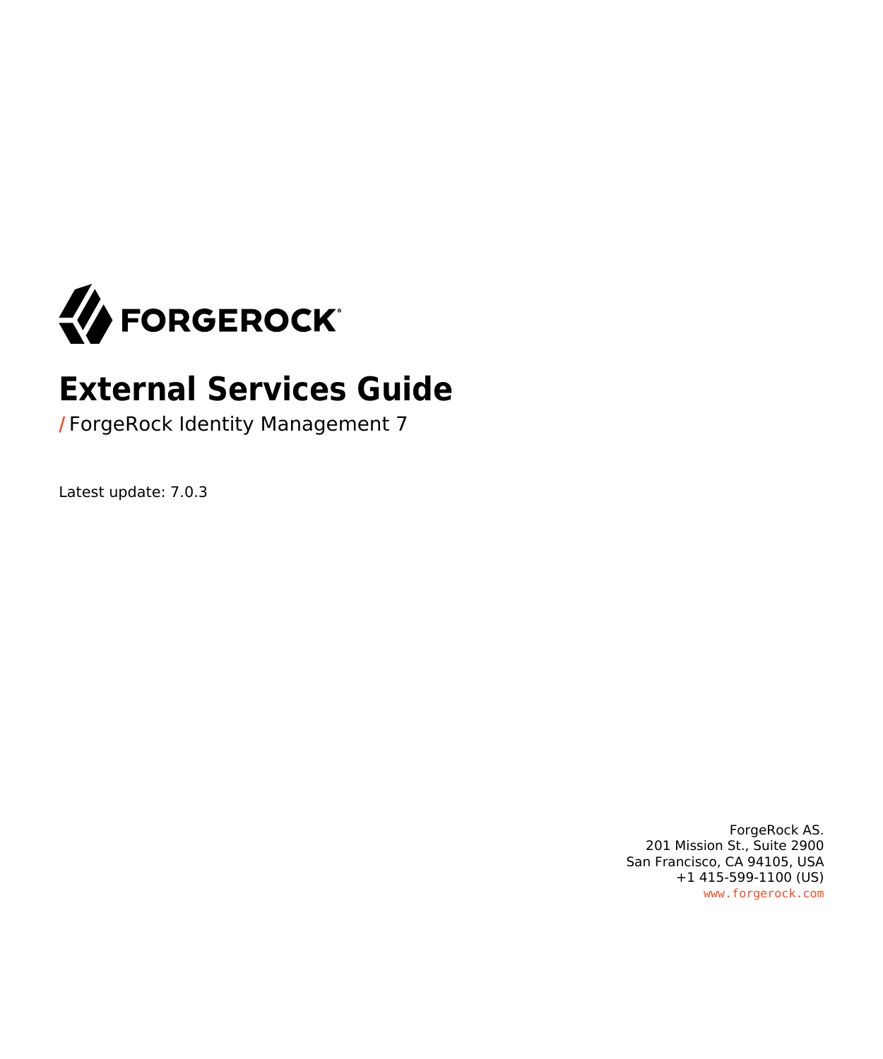FORGEROCK

# External Services Guide

/ ForgeRock Identity Management 7

Latest update: 7.0.3

ForgeRock AS.
201 Mission St., Suite 2900
San Francisco, CA 94105, USA
+1 415-599-1100 (US)
www.forgerock.com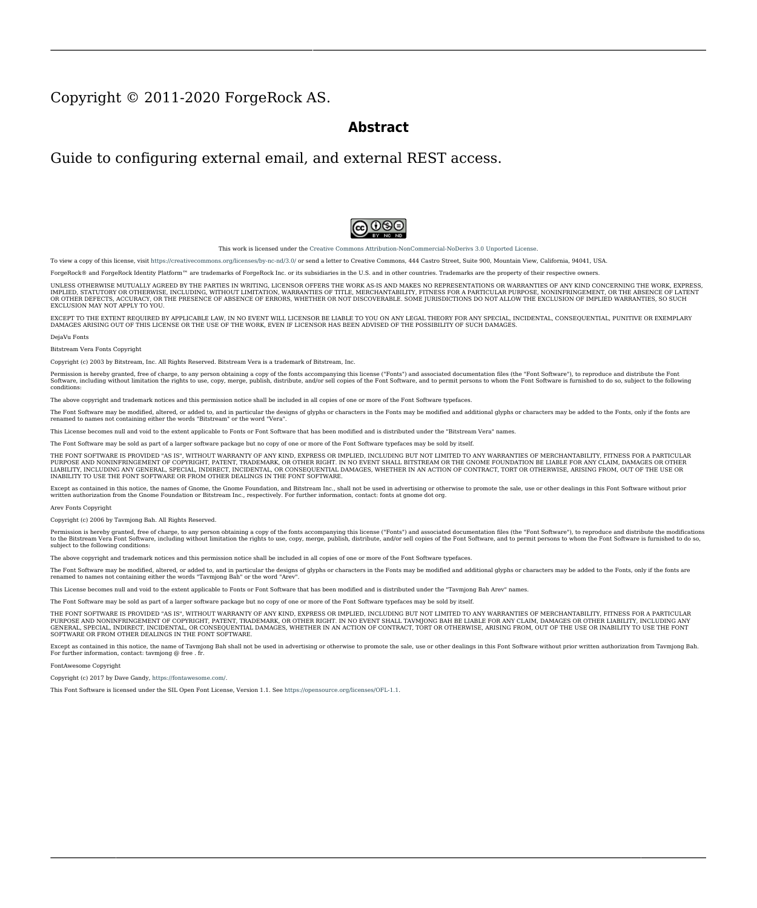Copyright © 2011-2020 ForgeRock AS.

## Abstract

Guide to configuring external email, and external REST access.

This work is licensed under the Creative Commons Attribution-NonCommercial-NoDerivs 3.0 Unported License.

To view a copy of this license, visit https://creativecommons.org/licenses/by-nc-nd/3.0/ or send a letter to Creative Commons, 444 Castro Street, Suite 900, Mountain View, California, 94041, USA.

ForgeRock® and ForgeRock Identity Platform™ are trademarks of ForgeRock Inc. or its subsidiaries in the U.S. and in other countries. Trademarks are the property of their respective owners.

UNLESS OTHERWISE MUTUALLY AGREED BY THE PARTIES IN WRITING, LICENSOR OFFERS THE WORK AS-IS AND MAKES NO REPRESENTATIONS OR WARRANTIES OF ANY KIND CONCERNING THE WORK, EXPRESS, IMPLIED, STATUTORY OR OTHERWISE, INCLUDING, WITHOUT LIMITATION, WARRANTIES OF TITLE, MERCHANTABILITY, FITNESS FOR A PARTICULAR PURPOSE, NONINFRINGEMENT, OR THE ABSENCE OF LATENT OR OTHER DEFECTS, ACCURACY, OR THE PRESENCE OF ABSENCE OF ERRORS, WHETHER OR NOT DISCOVERABLE. SOME JURISDICTIONS DO NOT ALLOW THE EXCLUSION OF IMPLIED WARRANTIES, SO SUCH EXCLUSION MAY NOT APPLY TO YOU.

EXCEPT TO THE EXTENT REQUIRED BY APPLICABLE LAW, IN NO EVENT WILL LICENSOR BE LIABLE TO YOU ON ANY LEGAL THEORY FOR ANY SPECIAL, INCIDENTAL, CONSEQUENTIAL, PUNITIVE OR EXEMPLARY DAMAGES ARISING OUT OF THIS LICENSE OR THE USE OF THE WORK, EVEN IF LICENSOR HAS BEEN ADVISED OF THE POSSIBILITY OF SUCH DAMAGES.

DejaVu Fonts

Bitstream Vera Fonts Copyright

Copyright (c) 2003 by Bitstream, Inc. All Rights Reserved. Bitstream Vera is a trademark of Bitstream, Inc.

Permission is hereby granted, free of charge, to any person obtaining a copy of the fonts accompanying this license ("Fonts") and associated documentation files (the "Font Software"), to reproduce and distribute the Font Software, including without limitation the rights to use, copy, merge, publish, distribute, and/or sell copies of the Font Software, and to permit persons to whom the Font Software is furnished to do so, subject to the following conditions:

The above copyright and trademark notices and this permission notice shall be included in all copies of one or more of the Font Software typefaces.

The Font Software may be modified, altered, or added to, and in particular the designs of glyphs or characters in the Fonts may be modified and additional glyphs or characters may be added to the Fonts, only if the fonts are renamed to names not containing either the words "Bitstream" or the word "Vera".

This License becomes null and void to the extent applicable to Fonts or Font Software that has been modified and is distributed under the "Bitstream Vera" names.

The Font Software may be sold as part of a larger software package but no copy of one or more of the Font Software typefaces may be sold by itself.

THE FONT SOFTWARE IS PROVIDED "AS IS", WITHOUT WARRANTY OF ANY KIND, EXPRESS OR IMPLIED, INCLUDING BUT NOT LIMITED TO ANY WARRANTIES OF MERCHANTABILITY, FITNESS FOR A PARTICULAR PURPOSE AND NONINFRINGEMENT OF COPYRIGHT, PATENT, TRADEMARK, OR OTHER RIGHT. IN NO EVENT SHALL BITSTREAM OR THE GNOME FOUNDATION BE LIABLE FOR ANY CLAIM, DAMAGES OR OTHER LIABILITY, INCLUDING ANY GENERAL, SPECIAL, INDIRECT, INCIDENTAL, OR CONSEQUENTIAL DAMAGES, WHETHER IN AN ACTION OF CONTRACT, TORT OR OTHERWISE, ARISING FROM, OUT OF THE USE OR INABILITY TO USE THE FONT SOFTWARE OR FROM OTHER DEALINGS IN THE FONT SOFTWARE.

Except as contained in this notice, the names of Gnome, the Gnome Foundation, and Bitstream Inc., shall not be used in advertising or otherwise to promote the sale, use or other dealings in this Font Software without prior written authorization from the Gnome Foundation or Bitstream Inc., respectively. For further information, contact: fonts at gnome dot org.

Arev Fonts Copyright

Copyright (c) 2006 by Tavmjong Bah. All Rights Reserved.

Permission is hereby granted, free of charge, to any person obtaining a copy of the fonts accompanying this license ("Fonts") and associated documentation files (the "Font Software"), to reproduce and distribute the modifications to the Bitstream Vera Font Software, including without limitation the rights to use, copy, merge, publish, distribute, and/or sell copies of the Font Software, and to permit persons to whom the Font Software is furnished to do so, subject to the following conditions:

The above copyright and trademark notices and this permission notice shall be included in all copies of one or more of the Font Software typefaces.

The Font Software may be modified, altered, or added to, and in particular the designs of glyphs or characters in the Fonts may be modified and additional glyphs or characters may be added to the Fonts, only if the fonts are renamed to names not containing either the words "Tavmjong Bah" or the word "Arev".

This License becomes null and void to the extent applicable to Fonts or Font Software that has been modified and is distributed under the "Tavmjong Bah Arev" names.

The Font Software may be sold as part of a larger software package but no copy of one or more of the Font Software typefaces may be sold by itself.

THE FONT SOFTWARE IS PROVIDED "AS IS", WITHOUT WARRANTY OF ANY KIND, EXPRESS OR IMPLIED, INCLUDING BUT NOT LIMITED TO ANY WARRANTIES OF MERCHANTABILITY, FITNESS FOR A PARTICULAR PURPOSE AND NONINFRINGEMENT OF COPYRIGHT, PATENT, TRADEMARK, OR OTHER RIGHT. IN NO EVENT SHALL TAVMJONG BAH BE LIABLE FOR ANY CLAIM, DAMAGES OR OTHER LIABILITY, INCLUDING ANY GENERAL, SPECIAL, INDIRECT, INCIDENTAL, OR CONSEQUENTIAL DAMAGES, WHETHER IN AN ACTION OF CONTRACT, TORT OR OTHERWISE, ARISING FROM, OUT OF THE USE OR INABILITY TO USE THE FONT SOFTWARE OR FROM OTHER DEALINGS IN THE FONT SOFTWARE.

Except as contained in this notice, the name of Tavmjong Bah shall not be used in advertising or otherwise to promote the sale, use or other dealings in this Font Software without prior written authorization from Tavmjong Bah. For further information, contact: tavmjong @ free . fr.

FontAwesome Copyright

Copyright (c) 2017 by Dave Gandy, https://fontawesome.com/.

This Font Software is licensed under the SIL Open Font License, Version 1.1. See https://opensource.org/licenses/OFL-1.1.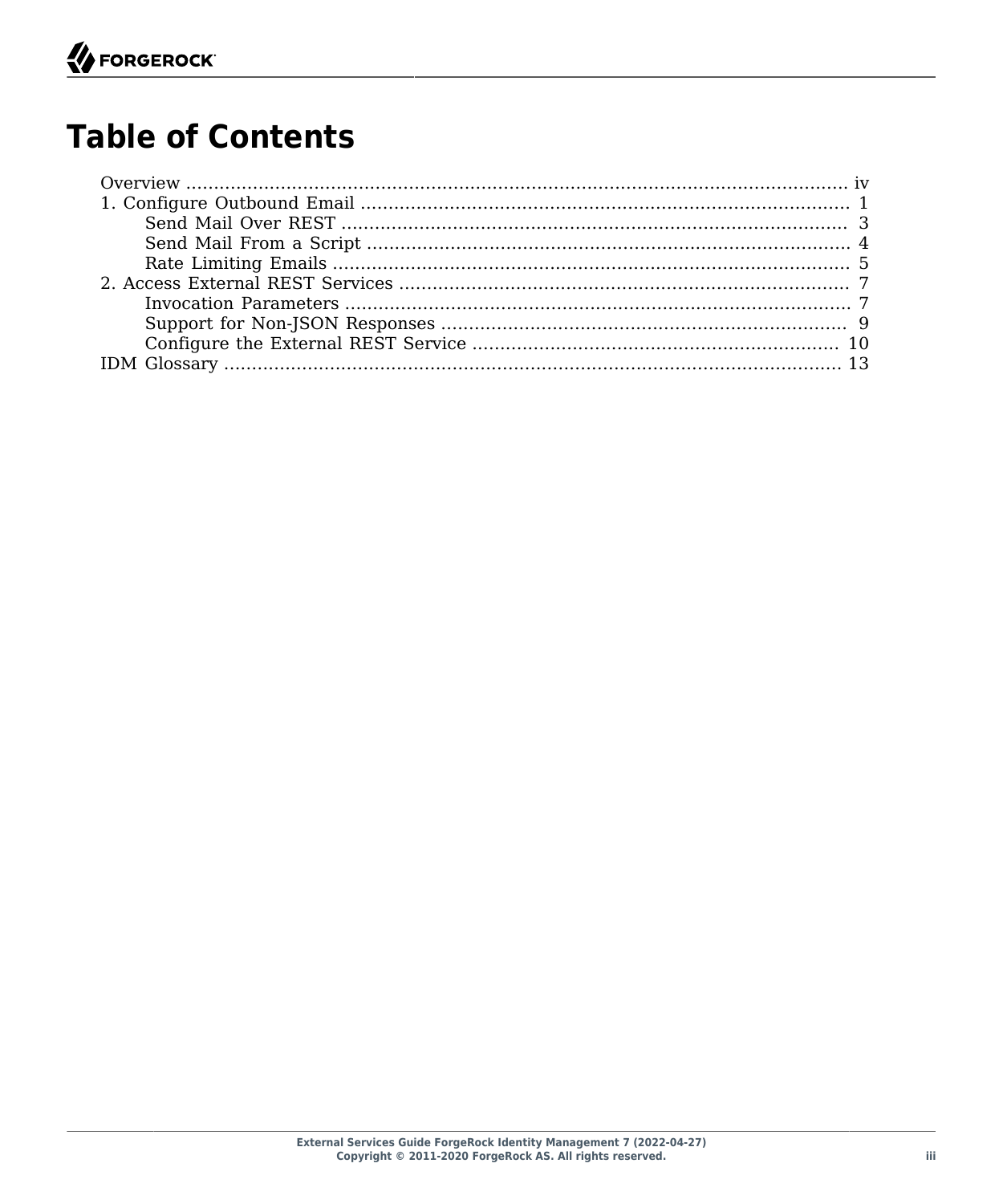# Table of Contents

- Overview ..... iv
- 1. Configure Outbound Email ..... 1
  - Send Mail Over REST ..... 3
  - Send Mail From a Script ..... 4
  - Rate Limiting Emails ..... 5
- 2. Access External REST Services ..... 7
  - Invocation Parameters ..... 7
  - Support for Non-JSON Responses ..... 9
  - Configure the External REST Service ..... 10
- IDM Glossary ..... 13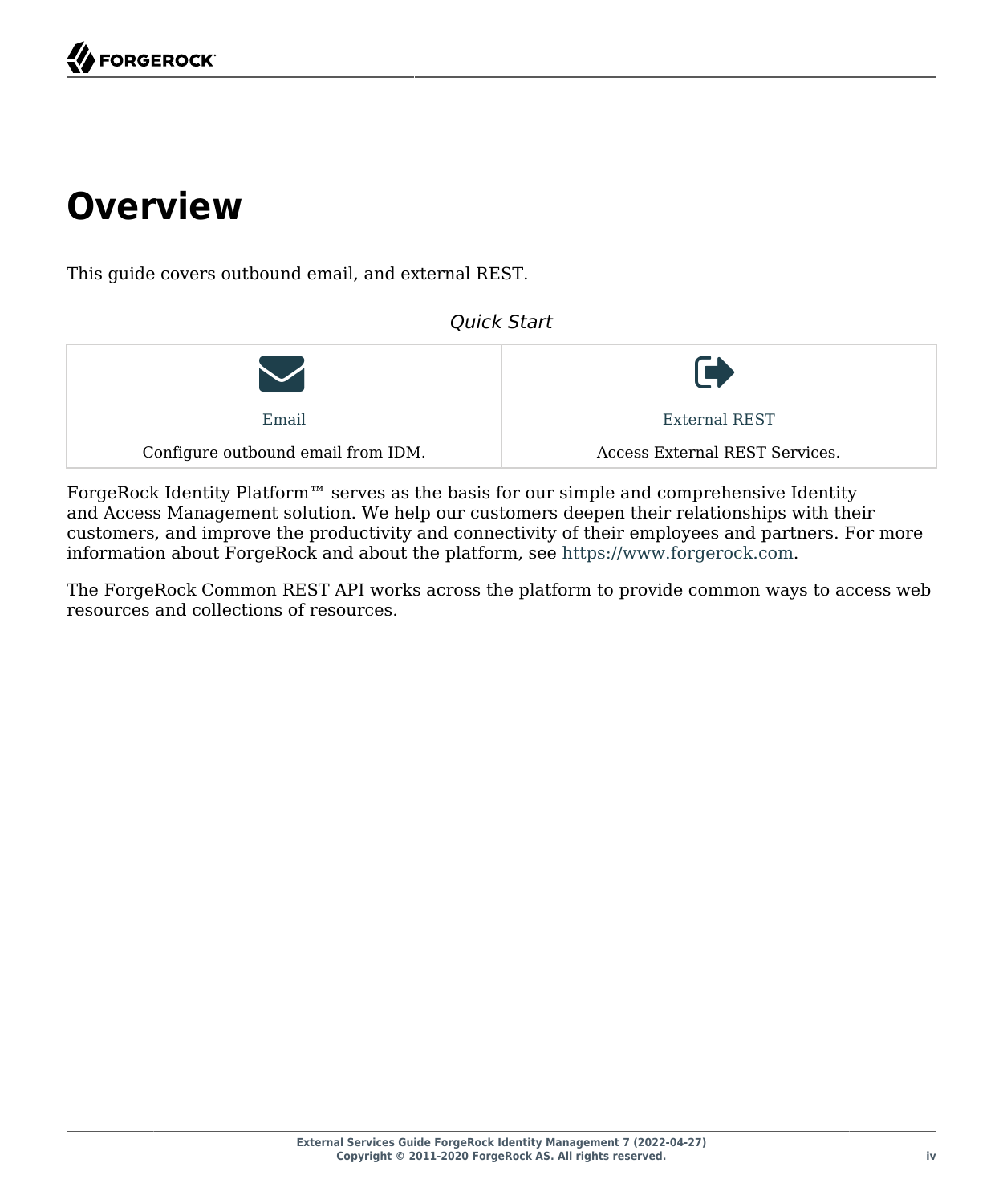# Overview

This guide covers outbound email, and external REST.

*Quick Start*

| Email | External REST |
| --- | --- |
| Configure outbound email from IDM. | Access External REST Services. |

ForgeRock Identity Platform™ serves as the basis for our simple and comprehensive Identity and Access Management solution. We help our customers deepen their relationships with their customers, and improve the productivity and connectivity of their employees and partners. For more information about ForgeRock and about the platform, see https://www.forgerock.com.

The ForgeRock Common REST API works across the platform to provide common ways to access web resources and collections of resources.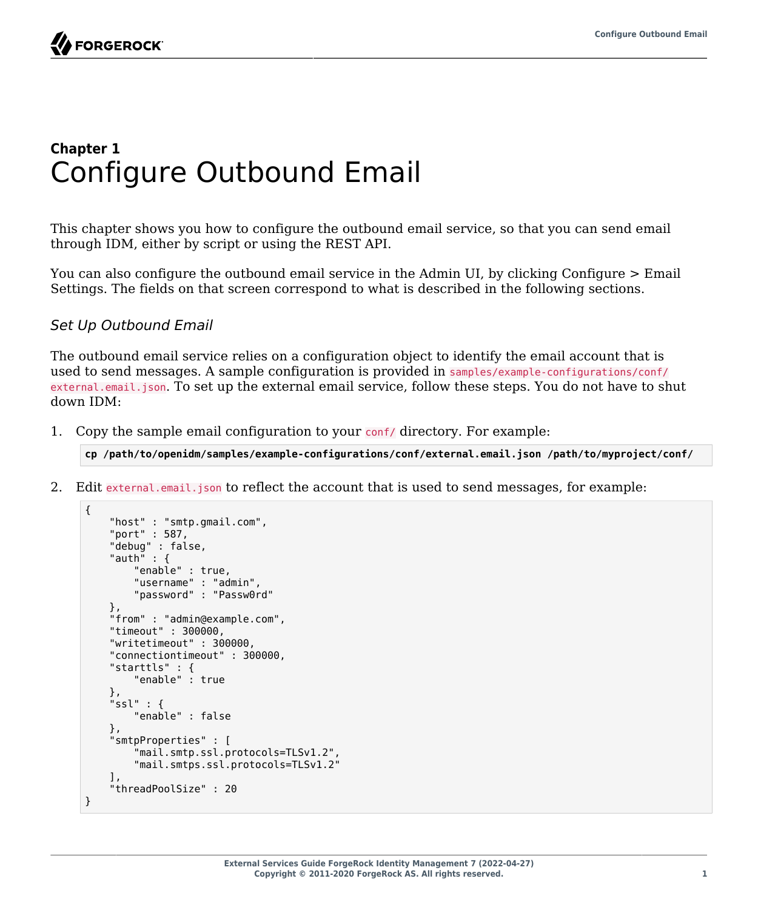## Chapter 1

# Configure Outbound Email

This chapter shows you how to configure the outbound email service, so that you can send email through IDM, either by script or using the REST API.

You can also configure the outbound email service in the Admin UI, by clicking Configure > Email Settings. The fields on that screen correspond to what is described in the following sections.

### *Set Up Outbound Email*

The outbound email service relies on a configuration object to identify the email account that is used to send messages. A sample configuration is provided in `samples/example-configurations/conf/external.email.json`. To set up the external email service, follow these steps. You do not have to shut down IDM:

1. Copy the sample email configuration to your `conf/` directory. For example:

   ```
   cp /path/to/openidm/samples/example-configurations/conf/external.email.json /path/to/myproject/conf/
   ```

2. Edit `external.email.json` to reflect the account that is used to send messages, for example:

   ```
   {
       "host" : "smtp.gmail.com",
       "port" : 587,
       "debug" : false,
       "auth" : {
           "enable" : true,
           "username" : "admin",
           "password" : "Passw0rd"
       },
       "from" : "admin@example.com",
       "timeout" : 300000,
       "writetimeout" : 300000,
       "connectiontimeout" : 300000,
       "starttls" : {
           "enable" : true
       },
       "ssl" : {
           "enable" : false
       },
       "smtpProperties" : [
           "mail.smtp.ssl.protocols=TLSv1.2",
           "mail.smtps.ssl.protocols=TLSv1.2"
       ],
       "threadPoolSize" : 20
   }
   ```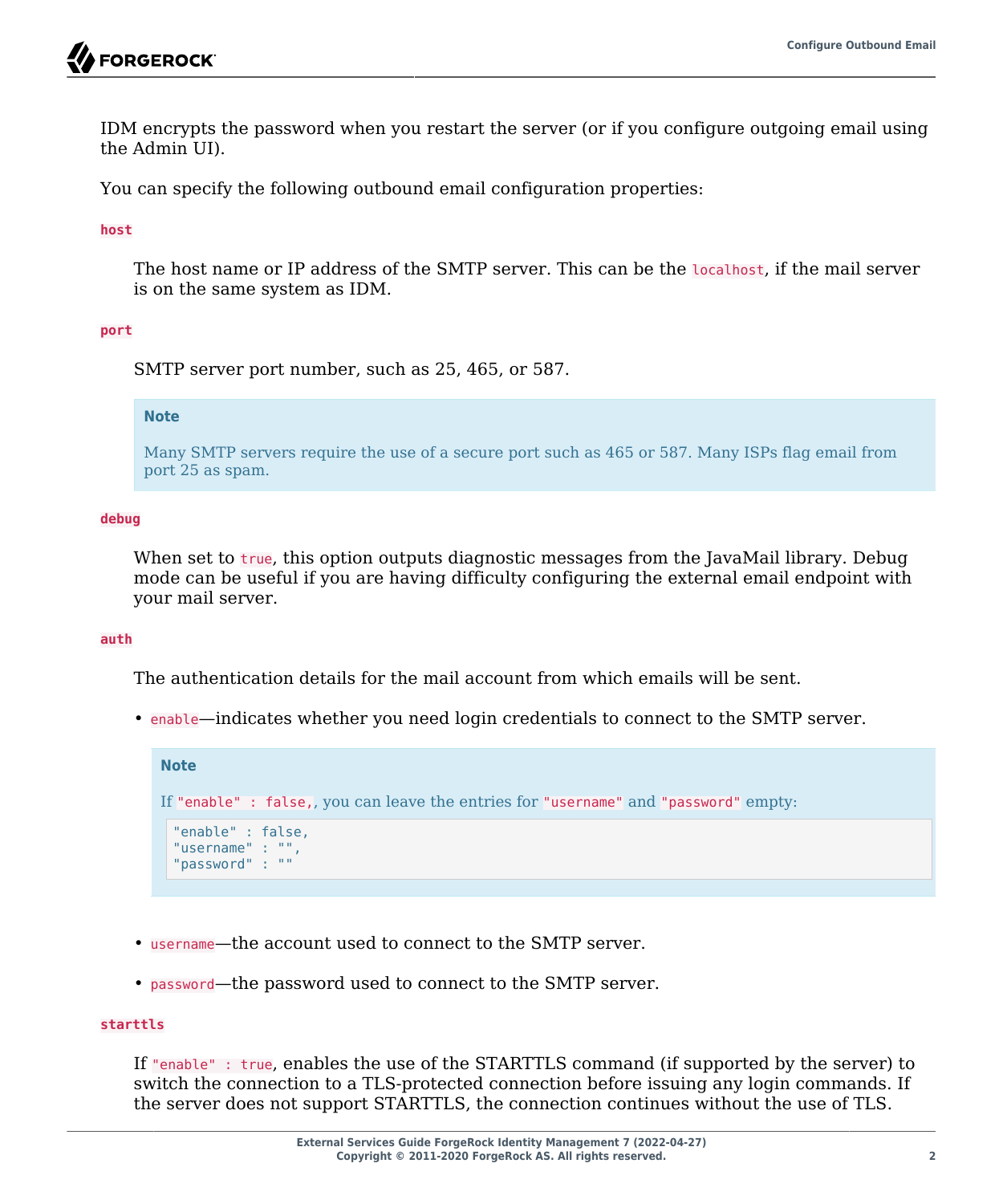IDM encrypts the password when you restart the server (or if you configure outgoing email using the Admin UI).

You can specify the following outbound email configuration properties:

**`host`**

The host name or IP address of the SMTP server. This can be the `localhost`, if the mail server is on the same system as IDM.

**`port`**

SMTP server port number, such as 25, 465, or 587.

> **Note**
>
> Many SMTP servers require the use of a secure port such as 465 or 587. Many ISPs flag email from port 25 as spam.

**`debug`**

When set to `true`, this option outputs diagnostic messages from the JavaMail library. Debug mode can be useful if you are having difficulty configuring the external email endpoint with your mail server.

**`auth`**

The authentication details for the mail account from which emails will be sent.

- `enable`—indicates whether you need login credentials to connect to the SMTP server.

> **Note**
>
> If `"enable" : false,`, you can leave the entries for `"username"` and `"password"` empty:
>
> ```
> "enable" : false,
> "username" : "",
> "password" : ""
> ```

- `username`—the account used to connect to the SMTP server.
- `password`—the password used to connect to the SMTP server.

**`starttls`**

If `"enable" : true`, enables the use of the STARTTLS command (if supported by the server) to switch the connection to a TLS-protected connection before issuing any login commands. If the server does not support STARTTLS, the connection continues without the use of TLS.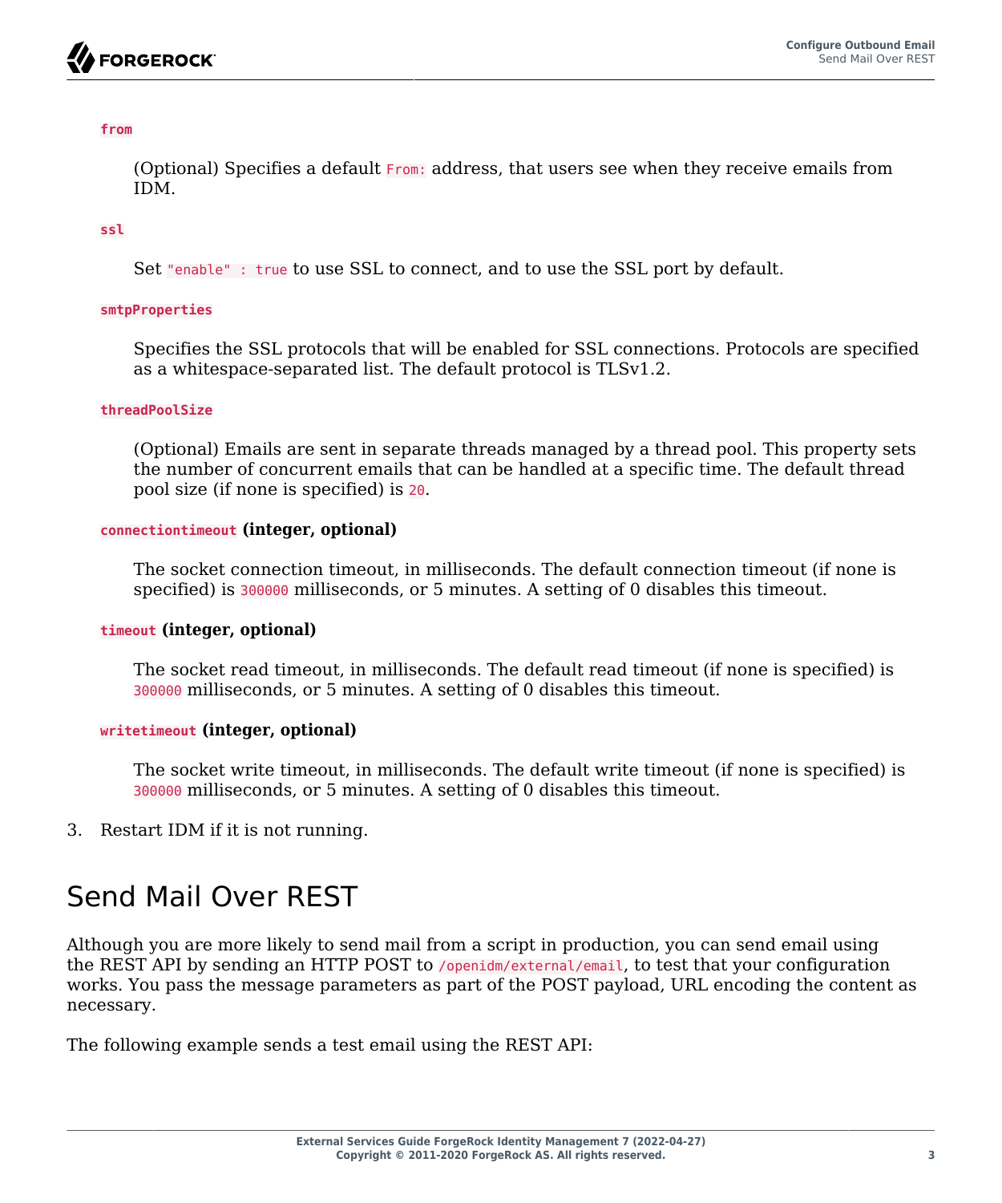`from`

(Optional) Specifies a default `From:` address, that users see when they receive emails from IDM.

`ssl`

Set `"enable" : true` to use SSL to connect, and to use the SSL port by default.

`smtpProperties`

Specifies the SSL protocols that will be enabled for SSL connections. Protocols are specified as a whitespace-separated list. The default protocol is TLSv1.2.

`threadPoolSize`

(Optional) Emails are sent in separate threads managed by a thread pool. This property sets the number of concurrent emails that can be handled at a specific time. The default thread pool size (if none is specified) is `20`.

`connectiontimeout` **(integer, optional)**

The socket connection timeout, in milliseconds. The default connection timeout (if none is specified) is `300000` milliseconds, or 5 minutes. A setting of 0 disables this timeout.

`timeout` **(integer, optional)**

The socket read timeout, in milliseconds. The default read timeout (if none is specified) is `300000` milliseconds, or 5 minutes. A setting of 0 disables this timeout.

`writetimeout` **(integer, optional)**

The socket write timeout, in milliseconds. The default write timeout (if none is specified) is `300000` milliseconds, or 5 minutes. A setting of 0 disables this timeout.

3. Restart IDM if it is not running.

# Send Mail Over REST

Although you are more likely to send mail from a script in production, you can send email using the REST API by sending an HTTP POST to `/openidm/external/email`, to test that your configuration works. You pass the message parameters as part of the POST payload, URL encoding the content as necessary.

The following example sends a test email using the REST API: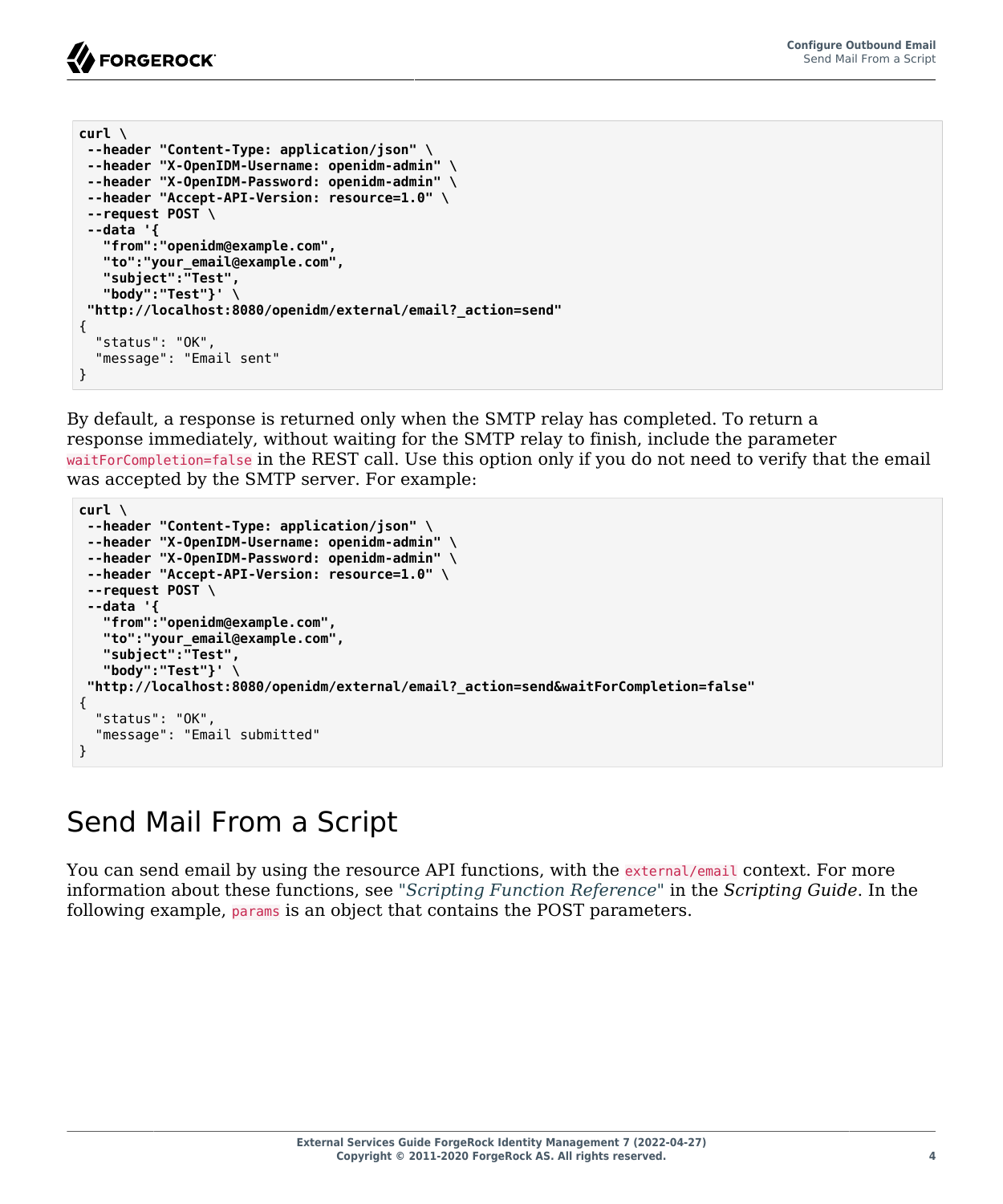```
curl \
 --header "Content-Type: application/json" \
 --header "X-OpenIDM-Username: openidm-admin" \
 --header "X-OpenIDM-Password: openidm-admin" \
 --header "Accept-API-Version: resource=1.0" \
 --request POST \
 --data '{
   "from":"openidm@example.com",
   "to":"your_email@example.com",
   "subject":"Test",
   "body":"Test"}' \
 "http://localhost:8080/openidm/external/email?_action=send"
{
  "status": "OK",
  "message": "Email sent"
}
```

By default, a response is returned only when the SMTP relay has completed. To return a response immediately, without waiting for the SMTP relay to finish, include the parameter `waitForCompletion=false` in the REST call. Use this option only if you do not need to verify that the email was accepted by the SMTP server. For example:

```
curl \
 --header "Content-Type: application/json" \
 --header "X-OpenIDM-Username: openidm-admin" \
 --header "X-OpenIDM-Password: openidm-admin" \
 --header "Accept-API-Version: resource=1.0" \
 --request POST \
 --data '{
   "from":"openidm@example.com",
   "to":"your_email@example.com",
   "subject":"Test",
   "body":"Test"}' \
 "http://localhost:8080/openidm/external/email?_action=send&waitForCompletion=false"
{
  "status": "OK",
  "message": "Email submitted"
}
```

# Send Mail From a Script

You can send email by using the resource API functions, with the `external/email` context. For more information about these functions, see "*Scripting Function Reference*" in the *Scripting Guide*. In the following example, `params` is an object that contains the POST parameters.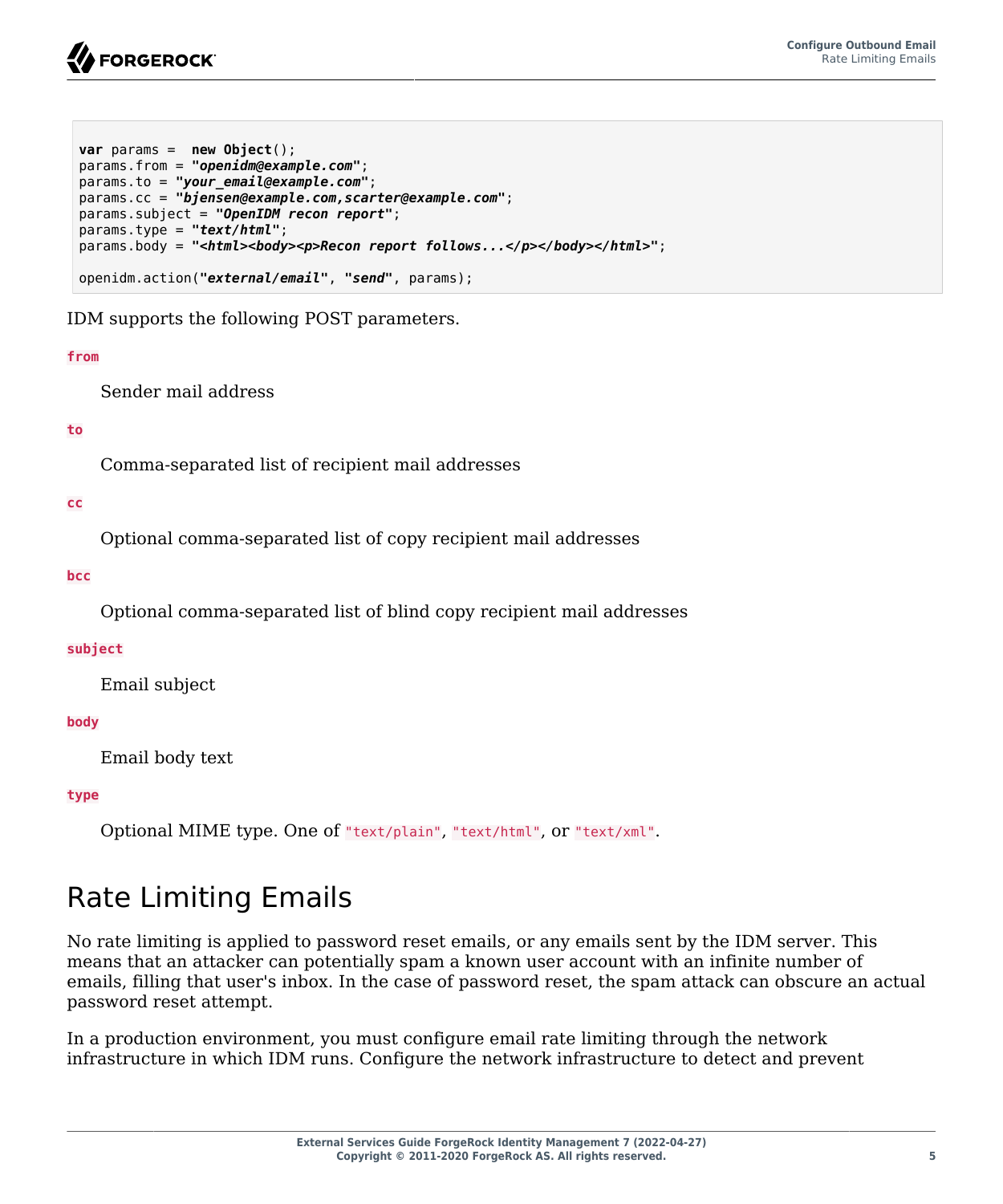```
var params =  new Object();
params.from = "openidm@example.com";
params.to = "your_email@example.com";
params.cc = "bjensen@example.com,scarter@example.com";
params.subject = "OpenIDM recon report";
params.type = "text/html";
params.body = "<html><body><p>Recon report follows...</p></body></html>";

openidm.action("external/email", "send", params);
```

IDM supports the following POST parameters.

`from`

Sender mail address

`to`

Comma-separated list of recipient mail addresses

`cc`

Optional comma-separated list of copy recipient mail addresses

`bcc`

Optional comma-separated list of blind copy recipient mail addresses

`subject`

Email subject

`body`

Email body text

`type`

Optional MIME type. One of `"text/plain"`, `"text/html"`, or `"text/xml"`.

## Rate Limiting Emails

No rate limiting is applied to password reset emails, or any emails sent by the IDM server. This means that an attacker can potentially spam a known user account with an infinite number of emails, filling that user's inbox. In the case of password reset, the spam attack can obscure an actual password reset attempt.

In a production environment, you must configure email rate limiting through the network infrastructure in which IDM runs. Configure the network infrastructure to detect and prevent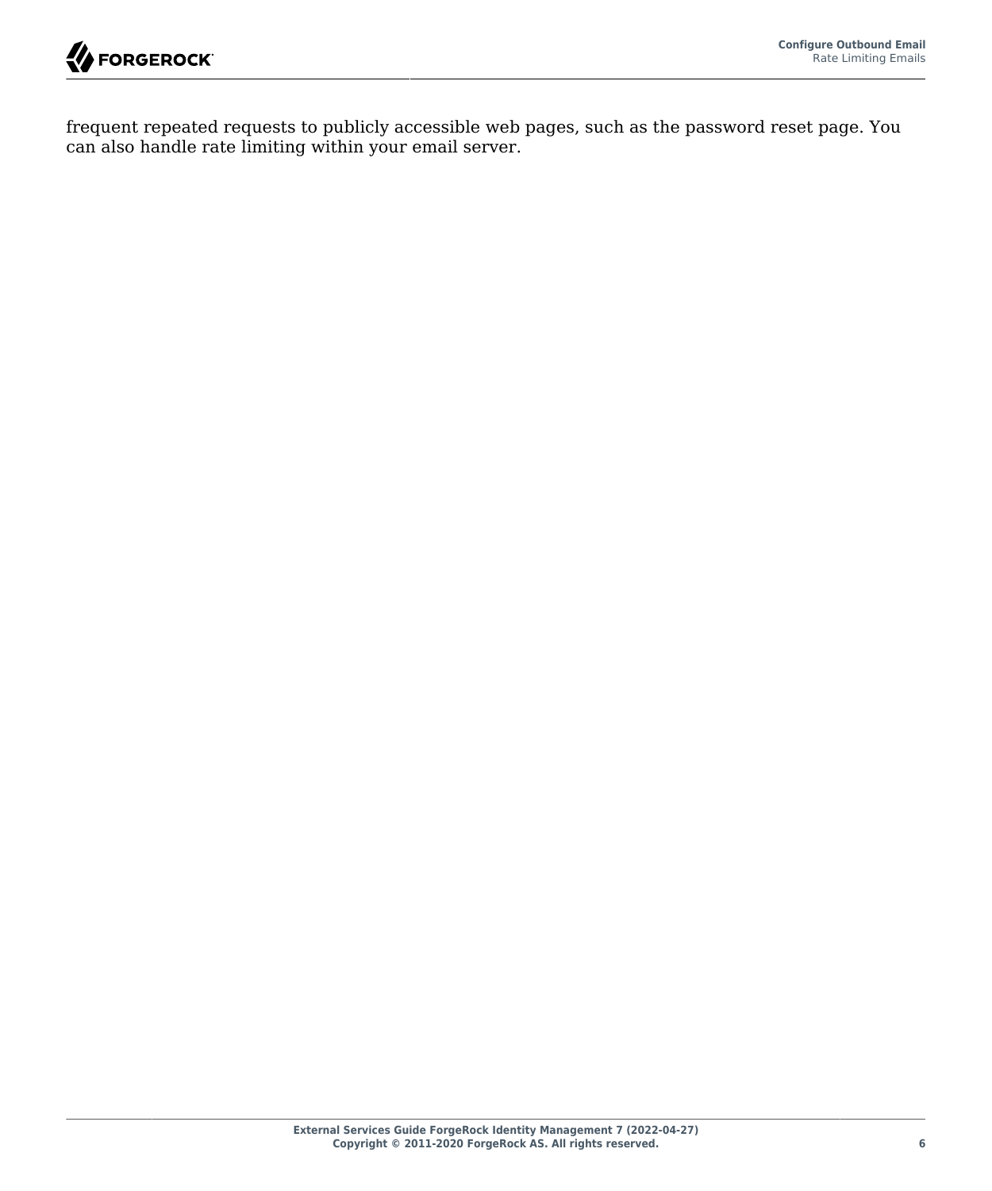frequent repeated requests to publicly accessible web pages, such as the password reset page. You can also handle rate limiting within your email server.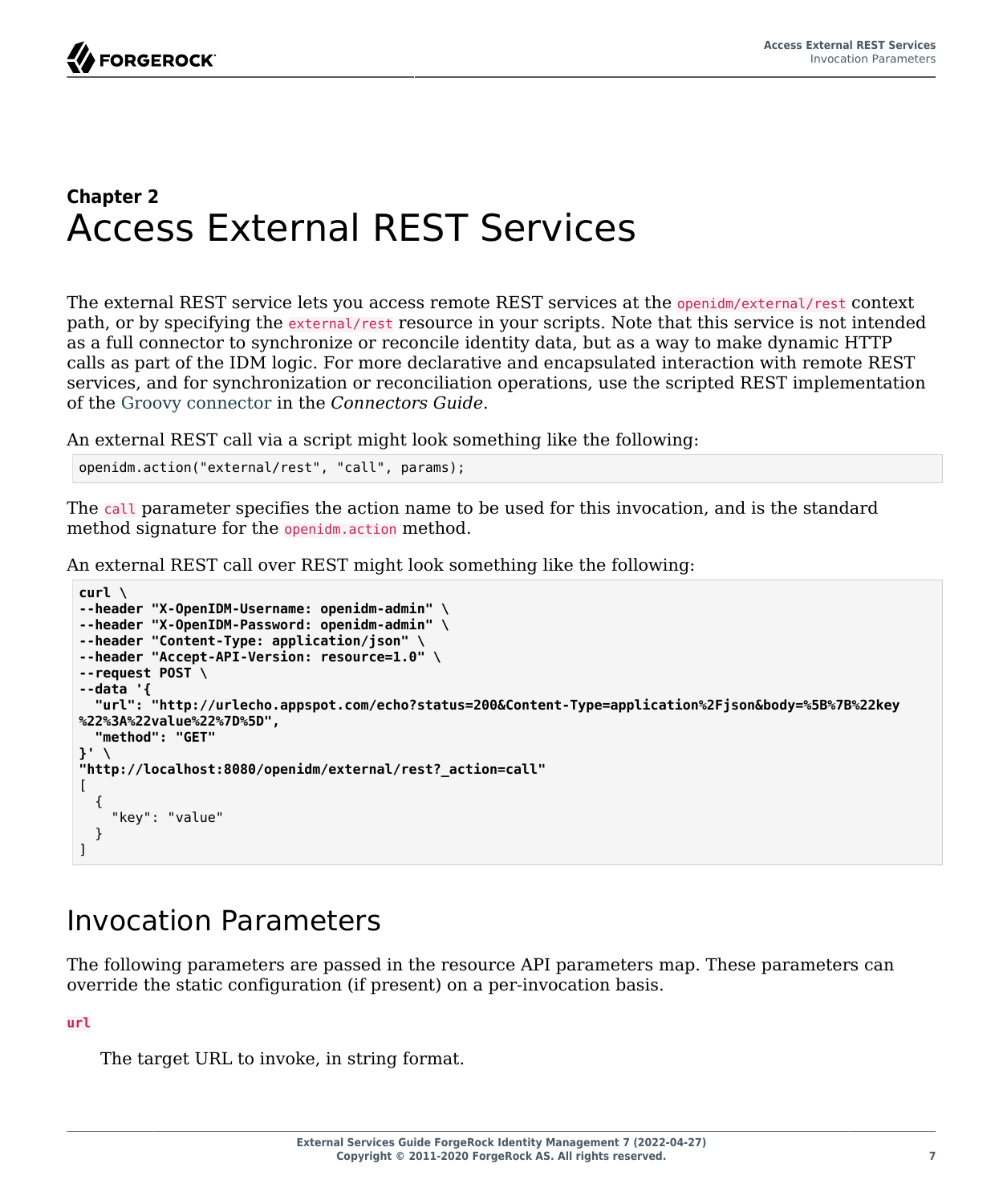## Chapter 2

# Access External REST Services

The external REST service lets you access remote REST services at the `openidm/external/rest` context path, or by specifying the `external/rest` resource in your scripts. Note that this service is not intended as a full connector to synchronize or reconcile identity data, but as a way to make dynamic HTTP calls as part of the IDM logic. For more declarative and encapsulated interaction with remote REST services, and for synchronization or reconciliation operations, use the scripted REST implementation of the Groovy connector in the *Connectors Guide*.

An external REST call via a script might look something like the following:

```
openidm.action("external/rest", "call", params);
```

The `call` parameter specifies the action name to be used for this invocation, and is the standard method signature for the `openidm.action` method.

An external REST call over REST might look something like the following:

```
curl \
--header "X-OpenIDM-Username: openidm-admin" \
--header "X-OpenIDM-Password: openidm-admin" \
--header "Content-Type: application/json" \
--header "Accept-API-Version: resource=1.0" \
--request POST \
--data '{
  "url": "http://urlecho.appspot.com/echo?status=200&Content-Type=application%2Fjson&body=%5B%7B%22key
%22%3A%22value%22%7D%5D",
  "method": "GET"
}' \
"http://localhost:8080/openidm/external/rest?_action=call"
[
  {
    "key": "value"
  }
]
```

## Invocation Parameters

The following parameters are passed in the resource API parameters map. These parameters can override the static configuration (if present) on a per-invocation basis.

**`url`**

The target URL to invoke, in string format.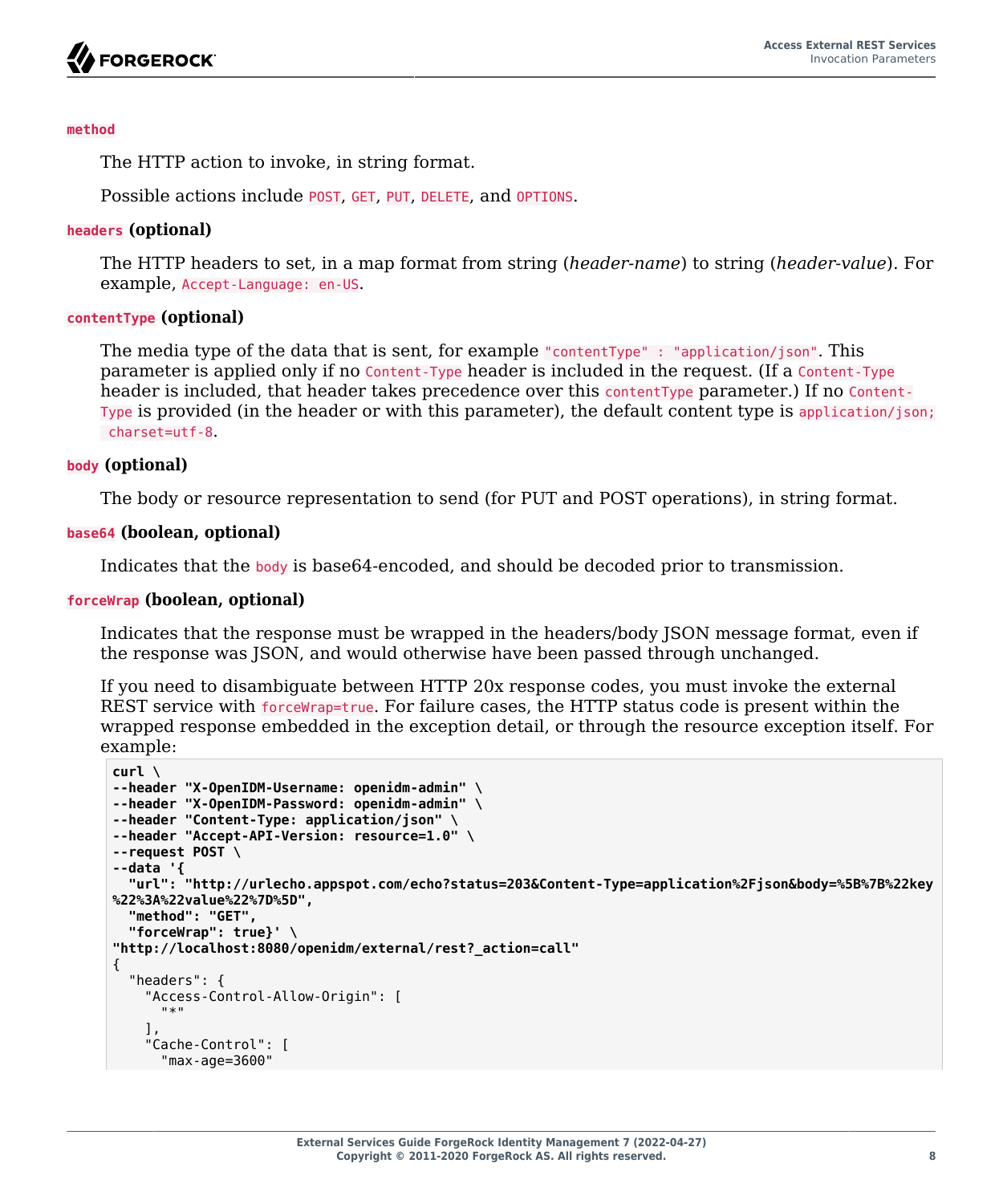`method`

The HTTP action to invoke, in string format.

Possible actions include `POST`, `GET`, `PUT`, `DELETE`, and `OPTIONS`.

`headers` **(optional)**

The HTTP headers to set, in a map format from string (*header-name*) to string (*header-value*). For example, `Accept-Language: en-US`.

`contentType` **(optional)**

The media type of the data that is sent, for example `"contentType" : "application/json"`. This parameter is applied only if no `Content-Type` header is included in the request. (If a `Content-Type` header is included, that header takes precedence over this `contentType` parameter.) If no `Content-Type` is provided (in the header or with this parameter), the default content type is `application/json; charset=utf-8`.

`body` **(optional)**

The body or resource representation to send (for PUT and POST operations), in string format.

`base64` **(boolean, optional)**

Indicates that the `body` is base64-encoded, and should be decoded prior to transmission.

`forceWrap` **(boolean, optional)**

Indicates that the response must be wrapped in the headers/body JSON message format, even if the response was JSON, and would otherwise have been passed through unchanged.

If you need to disambiguate between HTTP 20x response codes, you must invoke the external REST service with `forceWrap=true`. For failure cases, the HTTP status code is present within the wrapped response embedded in the exception detail, or through the resource exception itself. For example:

```
curl \
--header "X-OpenIDM-Username: openidm-admin" \
--header "X-OpenIDM-Password: openidm-admin" \
--header "Content-Type: application/json" \
--header "Accept-API-Version: resource=1.0" \
--request POST \
--data '{
  "url": "http://urlecho.appspot.com/echo?status=203&Content-Type=application%2Fjson&body=%5B%7B%22key
%22%3A%22value%22%7D%5D",
  "method": "GET",
  "forceWrap": true}' \
"http://localhost:8080/openidm/external/rest?_action=call"
{
  "headers": {
    "Access-Control-Allow-Origin": [
      "*"
    ],
    "Cache-Control": [
      "max-age=3600"
```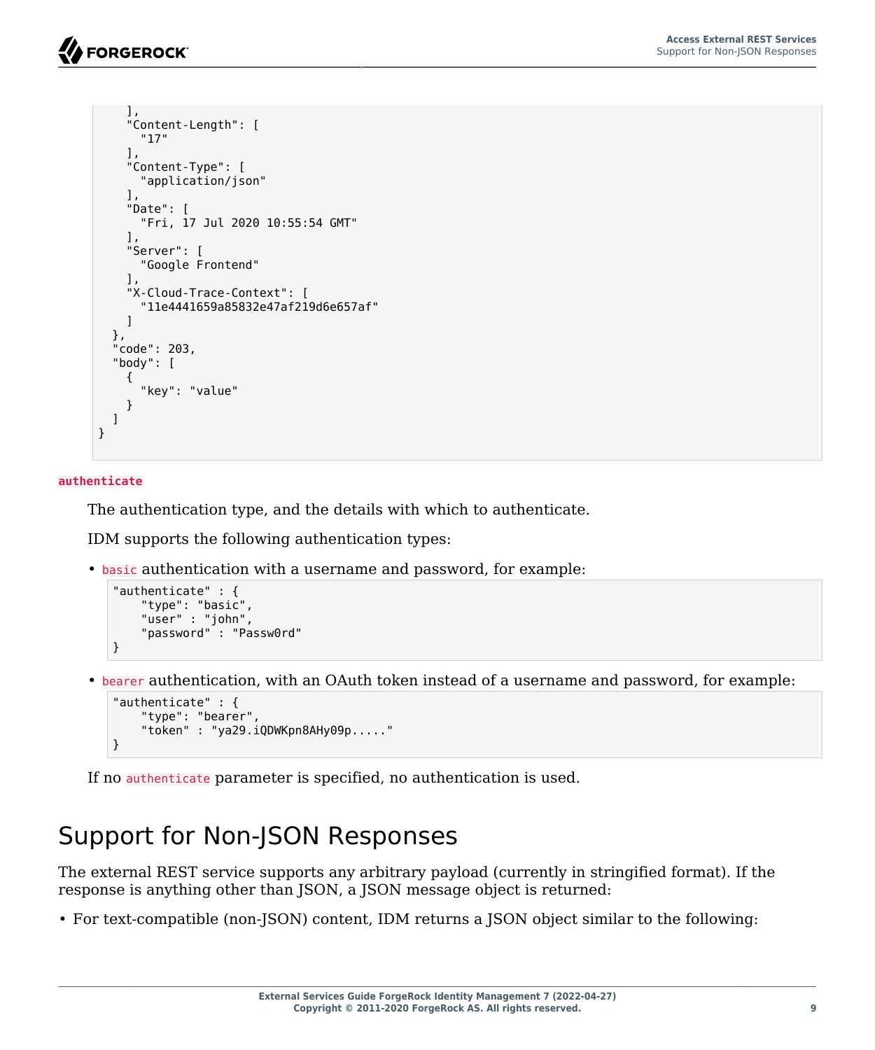```
    ],
    "Content-Length": [
      "17"
    ],
    "Content-Type": [
      "application/json"
    ],
    "Date": [
      "Fri, 17 Jul 2020 10:55:54 GMT"
    ],
    "Server": [
      "Google Frontend"
    ],
    "X-Cloud-Trace-Context": [
      "11e4441659a85832e47af219d6e657af"
    ]
  },
  "code": 203,
  "body": [
    {
      "key": "value"
    }
  ]
}
```

`authenticate`

The authentication type, and the details with which to authenticate.

IDM supports the following authentication types:

- `basic` authentication with a username and password, for example:

```
"authenticate" : {
    "type": "basic",
    "user" : "john",
    "password" : "Passw0rd"
}
```

- `bearer` authentication, with an OAuth token instead of a username and password, for example:

```
"authenticate" : {
    "type": "bearer",
    "token" : "ya29.iQDWKpn8AHy09p....."
}
```

If no `authenticate` parameter is specified, no authentication is used.

## Support for Non-JSON Responses

The external REST service supports any arbitrary payload (currently in stringified format). If the response is anything other than JSON, a JSON message object is returned:

- For text-compatible (non-JSON) content, IDM returns a JSON object similar to the following: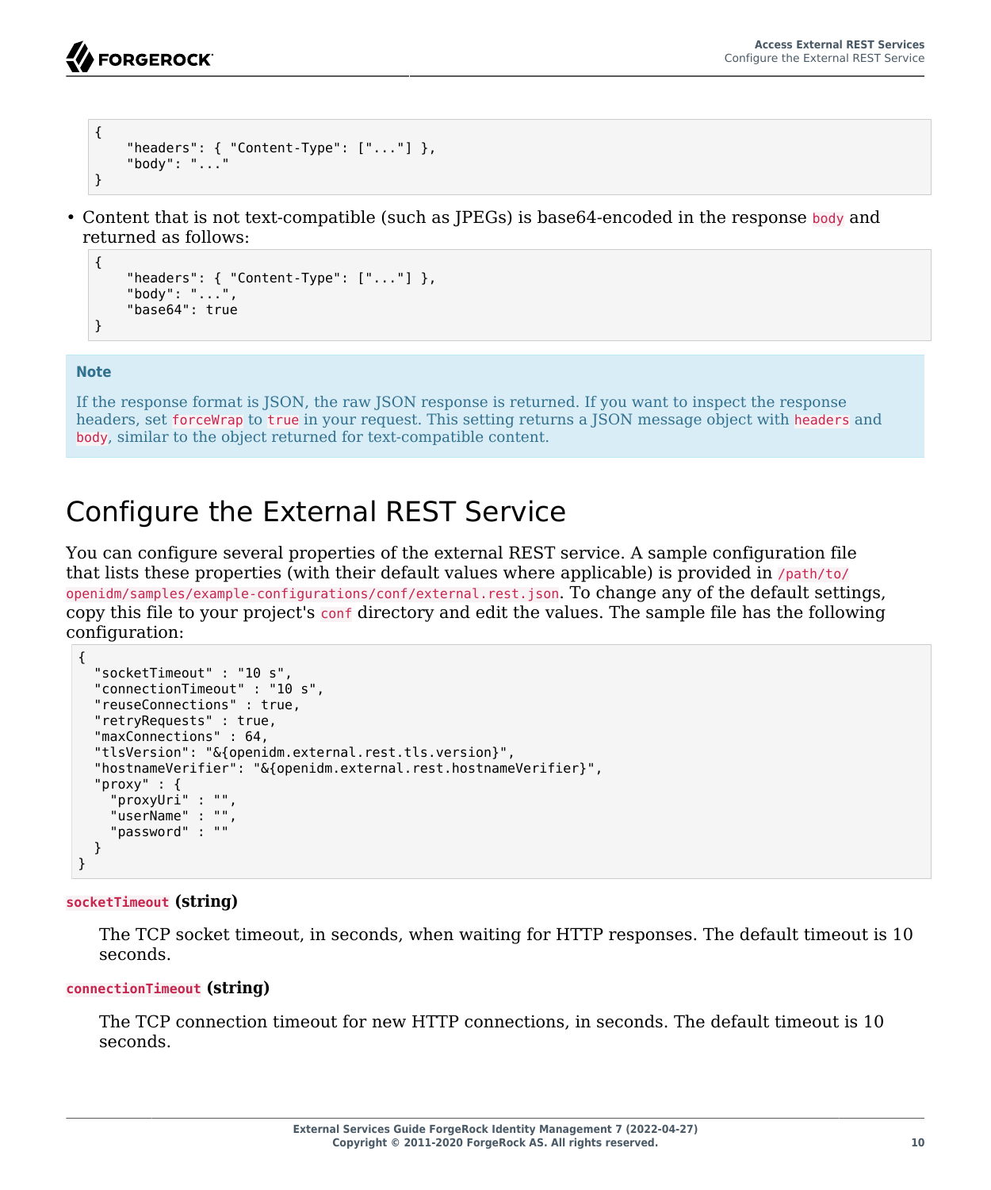```
{
    "headers": { "Content-Type": ["..."] },
    "body": "..."
}
```

- Content that is not text-compatible (such as JPEGs) is base64-encoded in the response `body` and returned as follows:

```
{
    "headers": { "Content-Type": ["..."] },
    "body": "...",
    "base64": true
}
```

> **Note**
>
> If the response format is JSON, the raw JSON response is returned. If you want to inspect the response headers, set `forceWrap` to `true` in your request. This setting returns a JSON message object with `headers` and `body`, similar to the object returned for text-compatible content.

# Configure the External REST Service

You can configure several properties of the external REST service. A sample configuration file that lists these properties (with their default values where applicable) is provided in `/path/to/openidm/samples/example-configurations/conf/external.rest.json`. To change any of the default settings, copy this file to your project's `conf` directory and edit the values. The sample file has the following configuration:

```
{
  "socketTimeout" : "10 s",
  "connectionTimeout" : "10 s",
  "reuseConnections" : true,
  "retryRequests" : true,
  "maxConnections" : 64,
  "tlsVersion": "&{openidm.external.rest.tls.version}",
  "hostnameVerifier": "&{openidm.external.rest.hostnameVerifier}",
  "proxy" : {
    "proxyUri" : "",
    "userName" : "",
    "password" : ""
  }
}
```

**`socketTimeout` (string)**

The TCP socket timeout, in seconds, when waiting for HTTP responses. The default timeout is 10 seconds.

**`connectionTimeout` (string)**

The TCP connection timeout for new HTTP connections, in seconds. The default timeout is 10 seconds.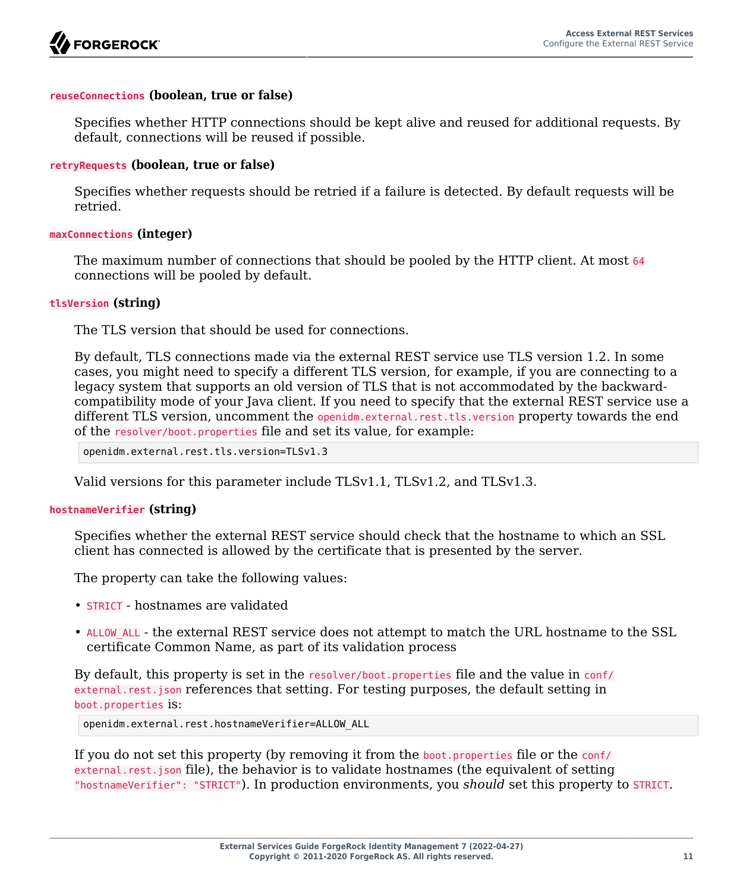`reuseConnections` **(boolean, true or false)**

Specifies whether HTTP connections should be kept alive and reused for additional requests. By default, connections will be reused if possible.

`retryRequests` **(boolean, true or false)**

Specifies whether requests should be retried if a failure is detected. By default requests will be retried.

`maxConnections` **(integer)**

The maximum number of connections that should be pooled by the HTTP client. At most `64` connections will be pooled by default.

`tlsVersion` **(string)**

The TLS version that should be used for connections.

By default, TLS connections made via the external REST service use TLS version 1.2. In some cases, you might need to specify a different TLS version, for example, if you are connecting to a legacy system that supports an old version of TLS that is not accommodated by the backward-compatibility mode of your Java client. If you need to specify that the external REST service use a different TLS version, uncomment the `openidm.external.rest.tls.version` property towards the end of the `resolver/boot.properties` file and set its value, for example:

```
openidm.external.rest.tls.version=TLSv1.3
```

Valid versions for this parameter include TLSv1.1, TLSv1.2, and TLSv1.3.

`hostnameVerifier` **(string)**

Specifies whether the external REST service should check that the hostname to which an SSL client has connected is allowed by the certificate that is presented by the server.

The property can take the following values:

- `STRICT` - hostnames are validated
- `ALLOW_ALL` - the external REST service does not attempt to match the URL hostname to the SSL certificate Common Name, as part of its validation process

By default, this property is set in the `resolver/boot.properties` file and the value in `conf/external.rest.json` references that setting. For testing purposes, the default setting in `boot.properties` is:

```
openidm.external.rest.hostnameVerifier=ALLOW_ALL
```

If you do not set this property (by removing it from the `boot.properties` file or the `conf/external.rest.json` file), the behavior is to validate hostnames (the equivalent of setting `"hostnameVerifier": "STRICT"`). In production environments, you *should* set this property to `STRICT`.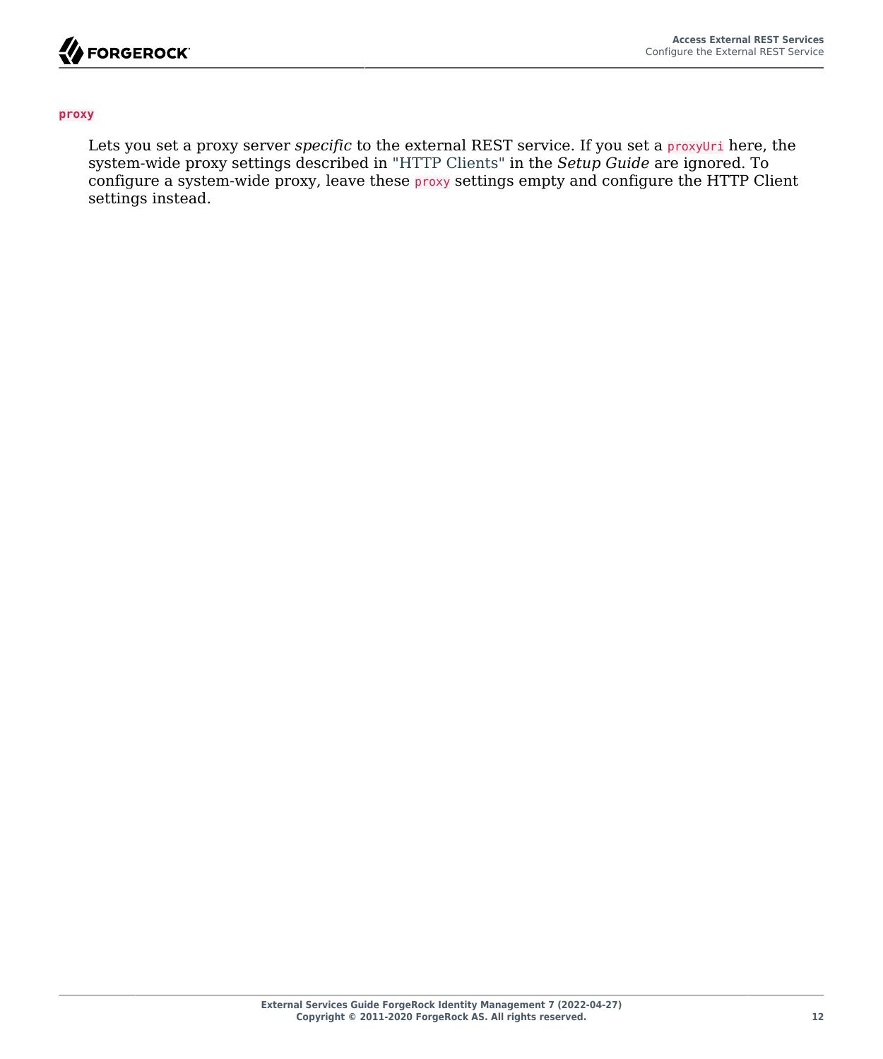`proxy`

Lets you set a proxy server *specific* to the external REST service. If you set a `proxyUri` here, the system-wide proxy settings described in "HTTP Clients" in the *Setup Guide* are ignored. To configure a system-wide proxy, leave these `proxy` settings empty and configure the HTTP Client settings instead.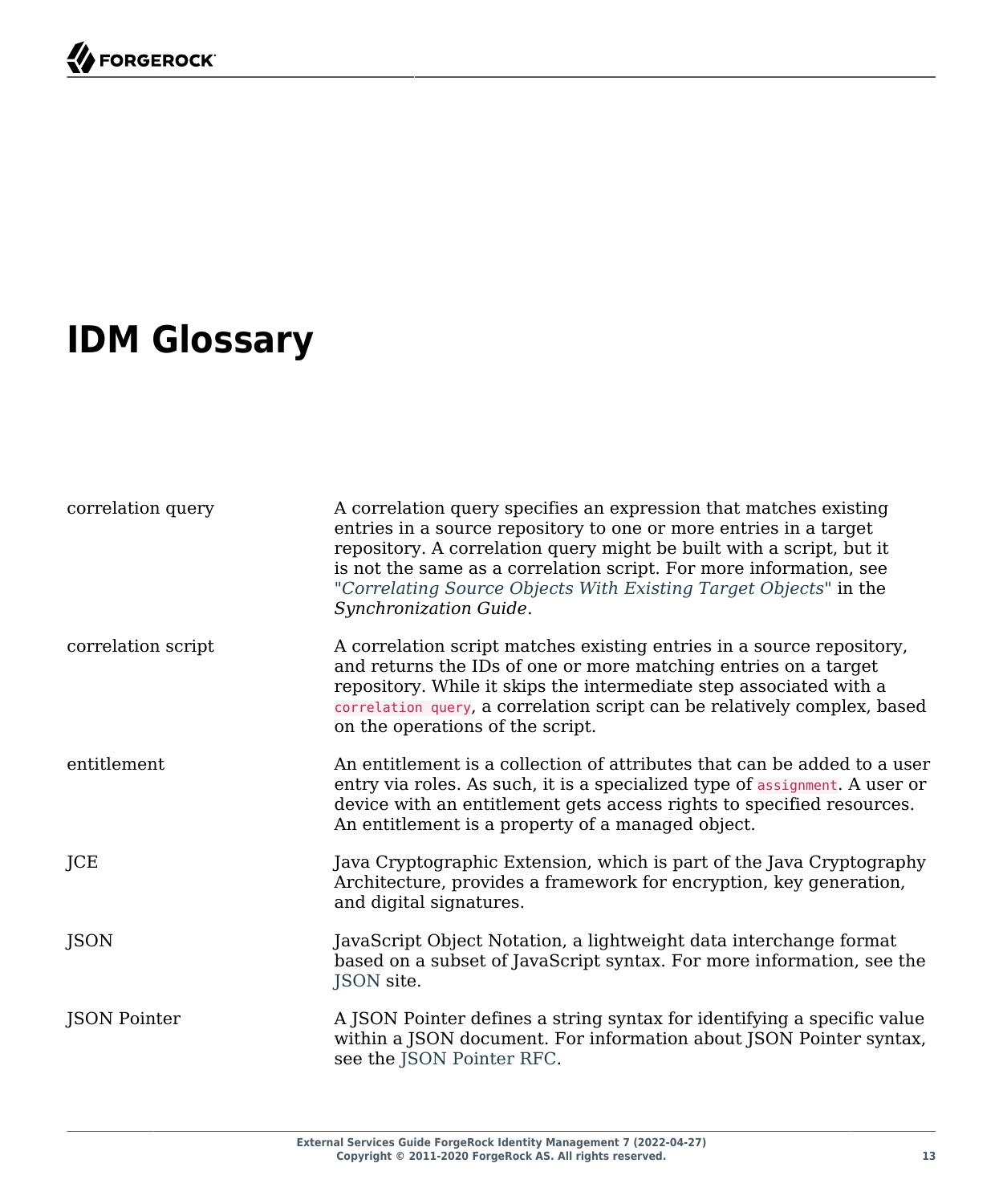# IDM Glossary

| | |
|---|---|
| correlation query | A correlation query specifies an expression that matches existing entries in a source repository to one or more entries in a target repository. A correlation query might be built with a script, but it is not the same as a correlation script. For more information, see "*Correlating Source Objects With Existing Target Objects*" in the *Synchronization Guide*. |
| correlation script | A correlation script matches existing entries in a source repository, and returns the IDs of one or more matching entries on a target repository. While it skips the intermediate step associated with a `correlation query`, a correlation script can be relatively complex, based on the operations of the script. |
| entitlement | An entitlement is a collection of attributes that can be added to a user entry via roles. As such, it is a specialized type of `assignment`. A user or device with an entitlement gets access rights to specified resources. An entitlement is a property of a managed object. |
| JCE | Java Cryptographic Extension, which is part of the Java Cryptography Architecture, provides a framework for encryption, key generation, and digital signatures. |
| JSON | JavaScript Object Notation, a lightweight data interchange format based on a subset of JavaScript syntax. For more information, see the JSON site. |
| JSON Pointer | A JSON Pointer defines a string syntax for identifying a specific value within a JSON document. For information about JSON Pointer syntax, see the JSON Pointer RFC. |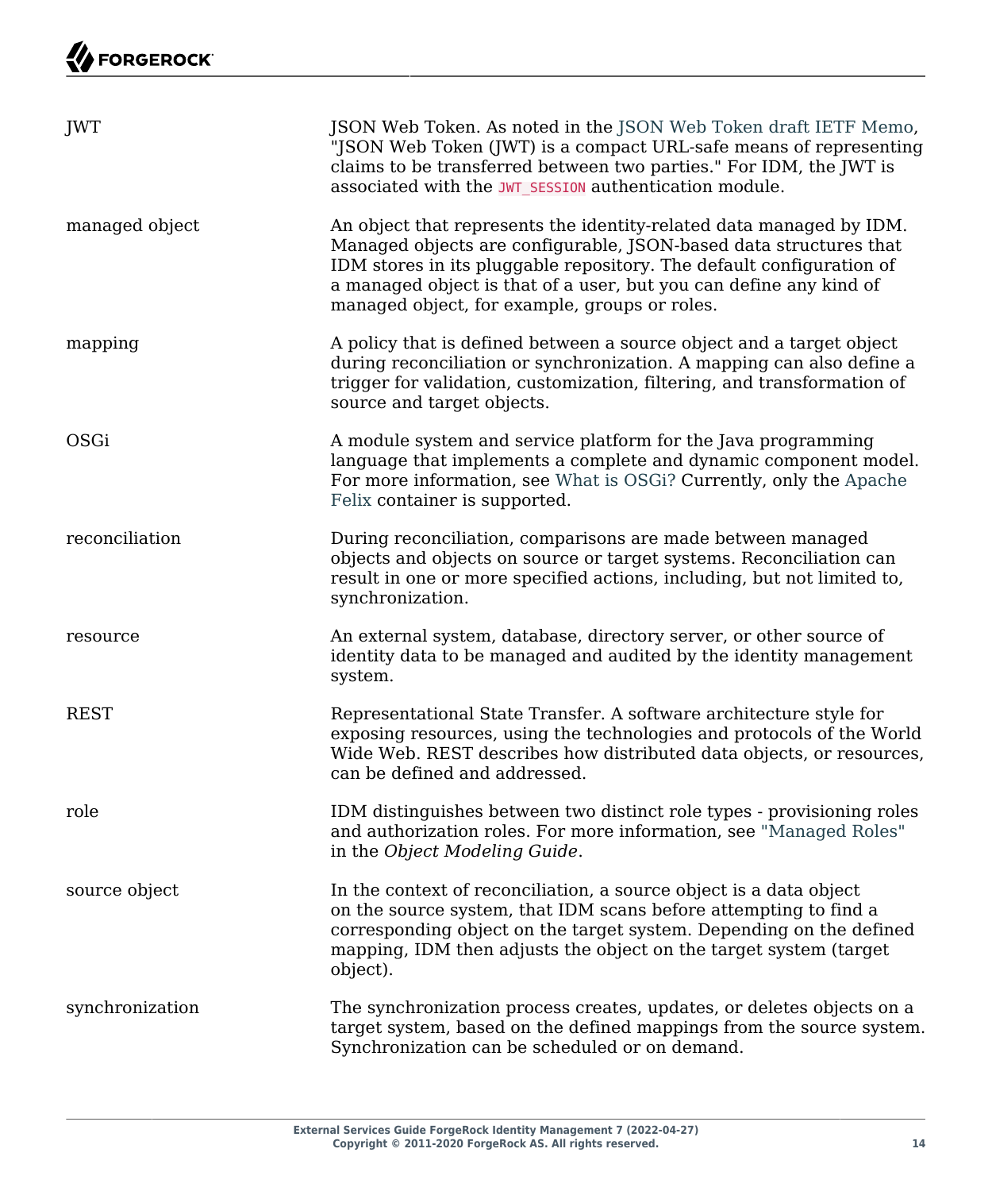| | |
|---|---|
| JWT | JSON Web Token. As noted in the JSON Web Token draft IETF Memo, "JSON Web Token (JWT) is a compact URL-safe means of representing claims to be transferred between two parties." For IDM, the JWT is associated with the `JWT_SESSION` authentication module. |
| managed object | An object that represents the identity-related data managed by IDM. Managed objects are configurable, JSON-based data structures that IDM stores in its pluggable repository. The default configuration of a managed object is that of a user, but you can define any kind of managed object, for example, groups or roles. |
| mapping | A policy that is defined between a source object and a target object during reconciliation or synchronization. A mapping can also define a trigger for validation, customization, filtering, and transformation of source and target objects. |
| OSGi | A module system and service platform for the Java programming language that implements a complete and dynamic component model. For more information, see What is OSGi? Currently, only the Apache Felix container is supported. |
| reconciliation | During reconciliation, comparisons are made between managed objects and objects on source or target systems. Reconciliation can result in one or more specified actions, including, but not limited to, synchronization. |
| resource | An external system, database, directory server, or other source of identity data to be managed and audited by the identity management system. |
| REST | Representational State Transfer. A software architecture style for exposing resources, using the technologies and protocols of the World Wide Web. REST describes how distributed data objects, or resources, can be defined and addressed. |
| role | IDM distinguishes between two distinct role types - provisioning roles and authorization roles. For more information, see "Managed Roles" in the *Object Modeling Guide*. |
| source object | In the context of reconciliation, a source object is a data object on the source system, that IDM scans before attempting to find a corresponding object on the target system. Depending on the defined mapping, IDM then adjusts the object on the target system (target object). |
| synchronization | The synchronization process creates, updates, or deletes objects on a target system, based on the defined mappings from the source system. Synchronization can be scheduled or on demand. |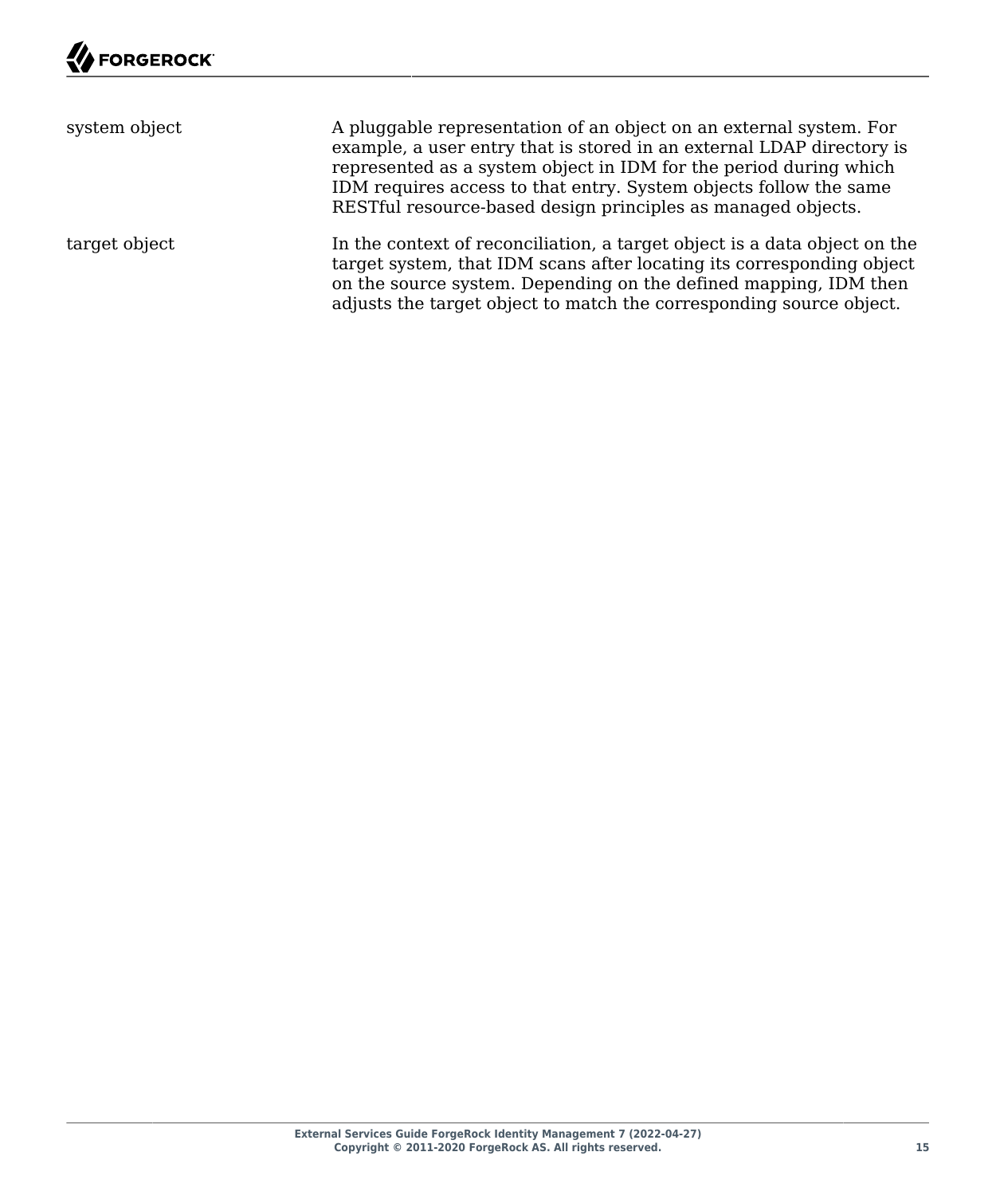| | |
|---|---|
| system object | A pluggable representation of an object on an external system. For example, a user entry that is stored in an external LDAP directory is represented as a system object in IDM for the period during which IDM requires access to that entry. System objects follow the same RESTful resource-based design principles as managed objects. |
| target object | In the context of reconciliation, a target object is a data object on the target system, that IDM scans after locating its corresponding object on the source system. Depending on the defined mapping, IDM then adjusts the target object to match the corresponding source object. |